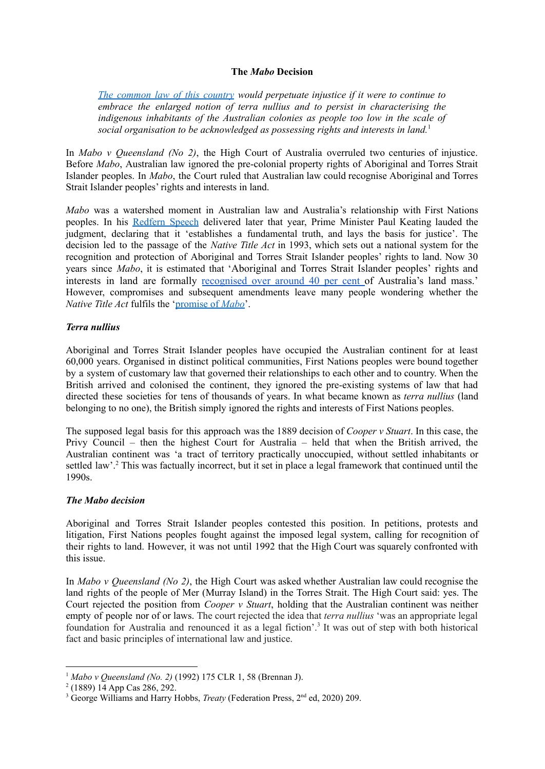**The *Mabo* Decision**

> *[The common law of this country](#) would perpetuate injustice if it were to continue to embrace the enlarged notion of terra nullius and to persist in characterising the indigenous inhabitants of the Australian colonies as people too low in the scale of social organisation to be acknowledged as possessing rights and interests in land.*[1]

In *Mabo v Queensland (No 2)*, the High Court of Australia overruled two centuries of injustice. Before *Mabo*, Australian law ignored the pre-colonial property rights of Aboriginal and Torres Strait Islander peoples. In *Mabo*, the Court ruled that Australian law could recognise Aboriginal and Torres Strait Islander peoples' rights and interests in land.

*Mabo* was a watershed moment in Australian law and Australia's relationship with First Nations peoples. In his [Redfern Speech](#) delivered later that year, Prime Minister Paul Keating lauded the judgment, declaring that it 'establishes a fundamental truth, and lays the basis for justice'. The decision led to the passage of the *Native Title Act* in 1993, which sets out a national system for the recognition and protection of Aboriginal and Torres Strait Islander peoples' rights to land. Now 30 years since *Mabo*, it is estimated that 'Aboriginal and Torres Strait Islander peoples' rights and interests in land are formally [recognised over around 40 per cent](#) of Australia's land mass.' However, compromises and subsequent amendments leave many people wondering whether the *Native Title Act* fulfils the '[promise of *Mabo*](#)'.

***Terra nullius***

Aboriginal and Torres Strait Islander peoples have occupied the Australian continent for at least 60,000 years. Organised in distinct political communities, First Nations peoples were bound together by a system of customary law that governed their relationships to each other and to country. When the British arrived and colonised the continent, they ignored the pre-existing systems of law that had directed these societies for tens of thousands of years. In what became known as *terra nullius* (land belonging to no one), the British simply ignored the rights and interests of First Nations peoples.

The supposed legal basis for this approach was the 1889 decision of *Cooper v Stuart*. In this case, the Privy Council – then the highest Court for Australia – held that when the British arrived, the Australian continent was 'a tract of territory practically unoccupied, without settled inhabitants or settled law'.[2] This was factually incorrect, but it set in place a legal framework that continued until the 1990s.

***The Mabo decision***

Aboriginal and Torres Strait Islander peoples contested this position. In petitions, protests and litigation, First Nations peoples fought against the imposed legal system, calling for recognition of their rights to land. However, it was not until 1992 that the High Court was squarely confronted with this issue.

In *Mabo v Queensland (No 2)*, the High Court was asked whether Australian law could recognise the land rights of the people of Mer (Murray Island) in the Torres Strait. The High Court said: yes. The Court rejected the position from *Cooper v Stuart*, holding that the Australian continent was neither empty of people nor of or laws. The court rejected the idea that *terra nullius* 'was an appropriate legal foundation for Australia and renounced it as a legal fiction'.[3] It was out of step with both historical fact and basic principles of international law and justice.

---

[1] *Mabo v Queensland (No. 2)* (1992) 175 CLR 1, 58 (Brennan J).

[2] (1889) 14 App Cas 286, 292.

[3] George Williams and Harry Hobbs, *Treaty* (Federation Press, 2nd ed, 2020) 209.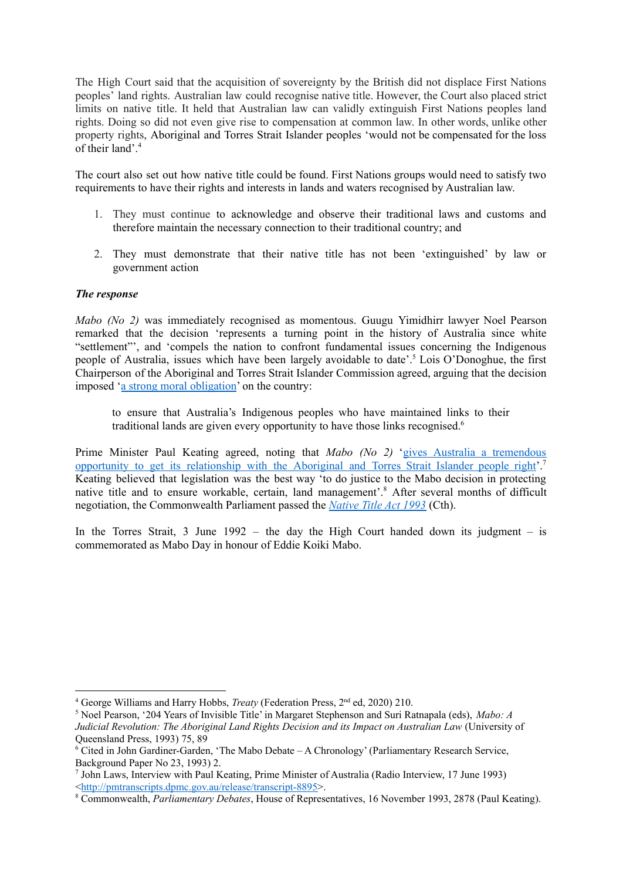The High Court said that the acquisition of sovereignty by the British did not displace First Nations peoples' land rights. Australian law could recognise native title. However, the Court also placed strict limits on native title. It held that Australian law can validly extinguish First Nations peoples land rights. Doing so did not even give rise to compensation at common law. In other words, unlike other property rights, Aboriginal and Torres Strait Islander peoples 'would not be compensated for the loss of their land'.[4]

The court also set out how native title could be found. First Nations groups would need to satisfy two requirements to have their rights and interests in lands and waters recognised by Australian law.

1. They must continue to acknowledge and observe their traditional laws and customs and therefore maintain the necessary connection to their traditional country; and

2. They must demonstrate that their native title has not been 'extinguished' by law or government action

***The response***

*Mabo (No 2)* was immediately recognised as momentous. Guugu Yimidhirr lawyer Noel Pearson remarked that the decision 'represents a turning point in the history of Australia since white "settlement"', and 'compels the nation to confront fundamental issues concerning the Indigenous people of Australia, issues which have been largely avoidable to date'.[5] Lois O'Donoghue, the first Chairperson of the Aboriginal and Torres Strait Islander Commission agreed, arguing that the decision imposed '[a strong moral obligation]' on the country:

> to ensure that Australia's Indigenous peoples who have maintained links to their traditional lands are given every opportunity to have those links recognised.[6]

Prime Minister Paul Keating agreed, noting that *Mabo (No 2)* '[gives Australia a tremendous opportunity to get its relationship with the Aboriginal and Torres Strait Islander people right]'.[7] Keating believed that legislation was the best way 'to do justice to the Mabo decision in protecting native title and to ensure workable, certain, land management'.[8] After several months of difficult negotiation, the Commonwealth Parliament passed the *[Native Title Act 1993]* (Cth).

In the Torres Strait, 3 June 1992 – the day the High Court handed down its judgment – is commemorated as Mabo Day in honour of Eddie Koiki Mabo.

---

[4] George Williams and Harry Hobbs, *Treaty* (Federation Press, 2nd ed, 2020) 210.

[5] Noel Pearson, '204 Years of Invisible Title' in Margaret Stephenson and Suri Ratnapala (eds), *Mabo: A Judicial Revolution: The Aboriginal Land Rights Decision and its Impact on Australian Law* (University of Queensland Press, 1993) 75, 89

[6] Cited in John Gardiner-Garden, 'The Mabo Debate – A Chronology' (Parliamentary Research Service, Background Paper No 23, 1993) 2.

[7] John Laws, Interview with Paul Keating, Prime Minister of Australia (Radio Interview, 17 June 1993) <http://pmtranscripts.dpmc.gov.au/release/transcript-8895>.

[8] Commonwealth, *Parliamentary Debates*, House of Representatives, 16 November 1993, 2878 (Paul Keating).